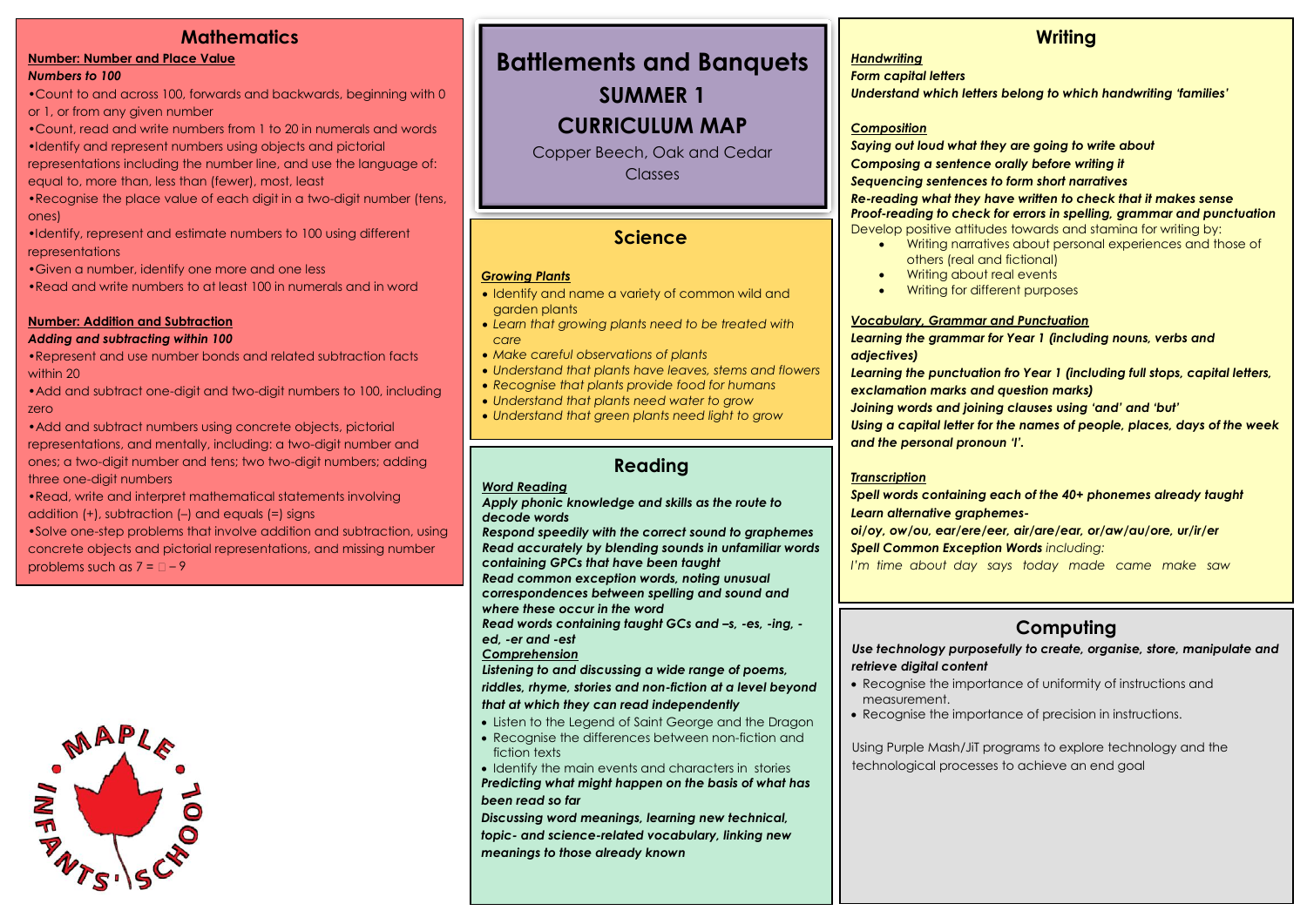# Battlements and Banquets

## SUMMER 1

## CURRICULUM MAP

Copper Beech, Oak and Cedar Classes

## Mathematics

**Number: Number and Place Value**

***Numbers to 100***

- Count to and across 100, forwards and backwards, beginning with 0 or 1, or from any given number
- Count, read and write numbers from 1 to 20 in numerals and words
- Identify and represent numbers using objects and pictorial representations including the number line, and use the language of: equal to, more than, less than (fewer), most, least
- Recognise the place value of each digit in a two-digit number (tens, ones)
- Identify, represent and estimate numbers to 100 using different representations
- Given a number, identify one more and one less
- Read and write numbers to at least 100 in numerals and in word

**Number: Addition and Subtraction**

***Adding and subtracting within 100***

- Represent and use number bonds and related subtraction facts within 20
- Add and subtract one-digit and two-digit numbers to 100, including zero
- Add and subtract numbers using concrete objects, pictorial representations, and mentally, including: a two-digit number and ones; a two-digit number and tens; two two-digit numbers; adding three one-digit numbers
- Read, write and interpret mathematical statements involving addition (+), subtraction (–) and equals (=) signs
- Solve one-step problems that involve addition and subtraction, using concrete objects and pictorial representations, and missing number problems such as 7 = □ – 9

## Science

***Growing Plants***

- Identify and name a variety of common wild and garden plants
- *Learn that growing plants need to be treated with care*
- *Make careful observations of plants*
- *Understand that plants have leaves, stems and flowers*
- *Recognise that plants provide food for humans*
- *Understand that plants need water to grow*
- *Understand that green plants need light to grow*

## Reading

***Word Reading***

***Apply phonic knowledge and skills as the route to decode words***

***Respond speedily with the correct sound to graphemes***

***Read accurately by blending sounds in unfamiliar words containing GPCs that have been taught***

***Read common exception words, noting unusual correspondences between spelling and sound and where these occur in the word***

***Read words containing taught GCs and –s, -es, -ing, -ed, -er and -est***

***Comprehension***

***Listening to and discussing a wide range of poems, riddles, rhyme, stories and non-fiction at a level beyond that at which they can read independently***

- Listen to the Legend of Saint George and the Dragon
- Recognise the differences between non-fiction and fiction texts
- Identify the main events and characters in stories

***Predicting what might happen on the basis of what has been read so far***

***Discussing word meanings, learning new technical, topic- and science-related vocabulary, linking new meanings to those already known***

## Writing

***Handwriting***

***Form capital letters***

***Understand which letters belong to which handwriting 'families'***

***Composition***

***Saying out loud what they are going to write about***

***Composing a sentence orally before writing it***

***Sequencing sentences to form short narratives***

***Re-reading what they have written to check that it makes sense***

***Proof-reading to check for errors in spelling, grammar and punctuation***

Develop positive attitudes towards and stamina for writing by:

- Writing narratives about personal experiences and those of others (real and fictional)
- Writing about real events
- Writing for different purposes

***Vocabulary, Grammar and Punctuation***

***Learning the grammar for Year 1 (including nouns, verbs and adjectives)***

***Learning the punctuation fro Year 1 (including full stops, capital letters, exclamation marks and question marks)***

***Joining words and joining clauses using 'and' and 'but'***

***Using a capital letter for the names of people, places, days of the week and the personal pronoun 'I'.***

***Transcription***

***Spell words containing each of the 40+ phonemes already taught***

***Learn alternative graphemes-***

***oi/oy, ow/ou, ear/ere/eer, air/are/ear, or/aw/au/ore, ur/ir/er***

***Spell Common Exception Words*** *including:*

*I'm time about day says today made came make saw*

## Computing

***Use technology purposefully to create, organise, store, manipulate and retrieve digital content***

- Recognise the importance of uniformity of instructions and measurement.
- Recognise the importance of precision in instructions.

Using Purple Mash/JiT programs to explore technology and the technological processes to achieve an end goal

MAPLE INFANTS' SCHOOL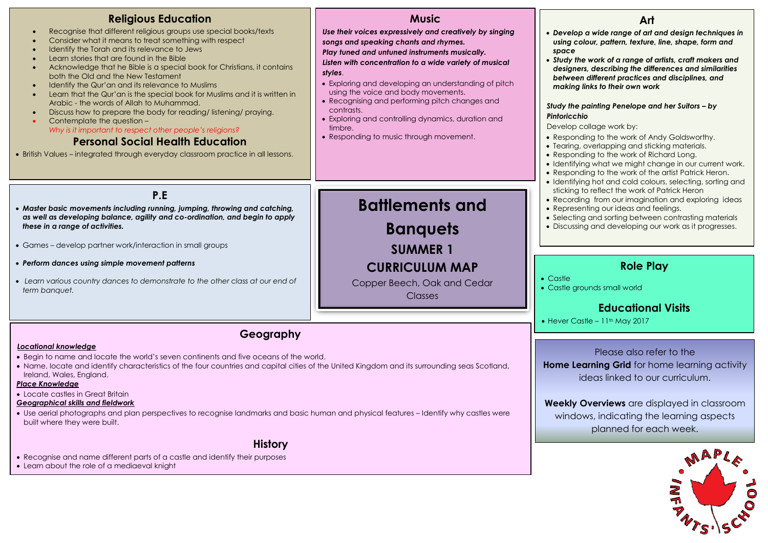# Battlements and Banquets

## SUMMER 1

## CURRICULUM MAP

Copper Beech, Oak and Cedar Classes

## Religious Education

- Recognise that different religious groups use special books/texts
- Consider what it means to treat something with respect
- Identify the Torah and its relevance to Jews
- Learn stories that are found in the Bible
- Acknowledge that he Bible is a special book for Christians, it contains both the Old and the New Testament
- Identify the Qur'an and its relevance to Muslims
- Learn that the Qur'an is the special book for Muslims and it is written in Arabic - the words of Allah to Muhammad.
- Discuss how to prepare the body for reading/ listening/ praying.
- Contemplate the question – *Why is it important to respect other people's religions?*

## Personal Social Health Education

- British Values – integrated through everyday classroom practice in all lessons.

## Music

***Use their voices expressively and creatively by singing songs and speaking chants and rhymes.***
***Play tuned and untuned instruments musically.***
***Listen with concentration to a wide variety of musical styles***.

- Exploring and developing an understanding of pitch using the voice and body movements.
- Recognising and performing pitch changes and contrasts.
- Exploring and controlling dynamics, duration and timbre.
- Responding to music through movement.

## Art

- ***Develop a wide range of art and design techniques in using colour, pattern, texture, line, shape, form and space***
- ***Study the work of a range of artists, craft makers and designers, describing the differences and similarities between different practices and disciplines, and making links to their own work***

***Study the painting Penelope and her Suitors – by Pintoricchio***

Develop collage work by:

- Responding to the work of Andy Goldsworthy.
- Tearing, overlapping and sticking materials.
- Responding to the work of Richard Long.
- Identifying what we might change in our current work.
- Responding to the work of the artist Patrick Heron.
- Identifying hot and cold colours, selecting, sorting and sticking to reflect the work of Patrick Heron
- Recording from our imagination and exploring ideas
- Representing our ideas and feelings.
- Selecting and sorting between contrasting materials
- Discussing and developing our work as it progresses.

## P.E

- ***Master basic movements including running, jumping, throwing and catching, as well as developing balance, agility and co-ordination, and begin to apply these in a range of activities.***
- Games – develop partner work/interaction in small groups
- ***Perform dances using simple movement patterns***
- *Learn various country dances to demonstrate to the other class at our end of term banquet.*

## Role Play

- Castle
- Castle grounds small world

## Educational Visits

- Hever Castle – 11th May 2017

## Geography

***Locational knowledge***

- Begin to name and locate the world's seven continents and five oceans of the world.
- Name, locate and identify characteristics of the four countries and capital cities of the United Kingdom and its surrounding seas Scotland, Ireland, Wales, England.

***Place Knowledge***

- Locate castles in Great Britain

***Geographical skills and fieldwork***

- Use aerial photographs and plan perspectives to recognise landmarks and basic human and physical features – Identify why castles were built where they were built.

## History

- Recognise and name different parts of a castle and identify their purposes
- Learn about the role of a mediaeval knight

Please also refer to the **Home Learning Grid** for home learning activity ideas linked to our curriculum.

**Weekly Overviews** are displayed in classroom windows, indicating the learning aspects planned for each week.

MAPLE INFANTS' SCHOOL